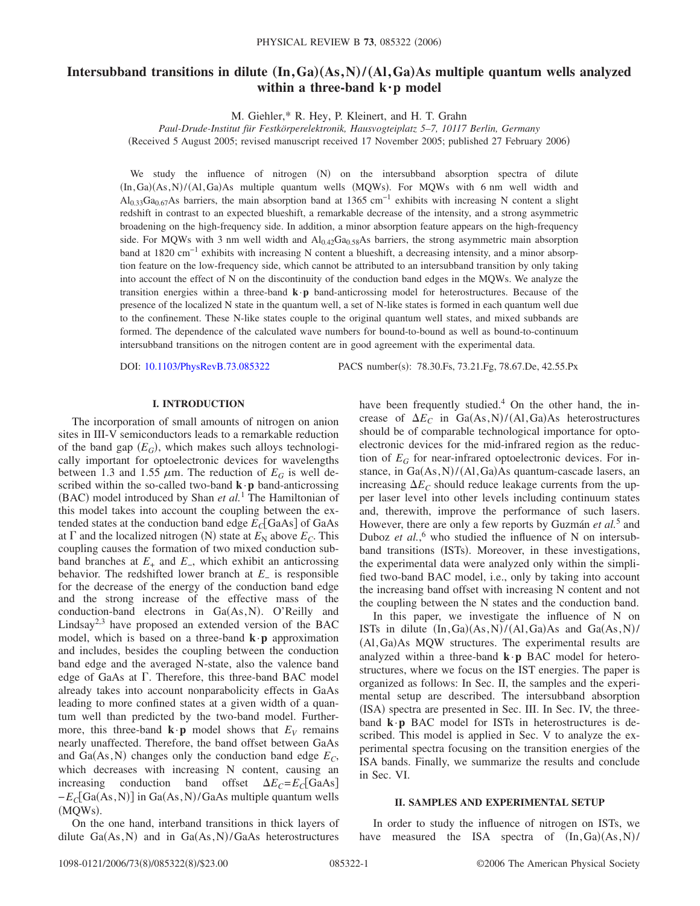# Intersubband transitions in dilute (In,Ga)(As,N)/(Al,Ga)As multiple quantum wells analyzed within a three-band k·p model

M. Giehler,* R. Hey, P. Kleinert, and H. T. Grahn

*Paul-Drude-Institut für Festkörperelektronik, Hausvogteiplatz 5–7, 10117 Berlin, Germany*

(Received 5 August 2005; revised manuscript received 17 November 2005; published 27 February 2006)

We study the influence of nitrogen (N) on the intersubband absorption spectra of dilute (In,Ga)(As,N)/(Al,Ga)As multiple quantum wells (MQWs). For MQWs with 6 nm well width and $Al_{0.33}Ga_{0.67}As$ barriers, the main absorption band at 1365 $cm^{-1}$ exhibits with increasing N content a slight redshift in contrast to an expected blueshift, a remarkable decrease of the intensity, and a strong asymmetric broadening on the high-frequency side. In addition, a minor absorption feature appears on the high-frequency side. For MQWs with 3 nm well width and $Al_{0.42}Ga_{0.58}As$ barriers, the strong asymmetric main absorption band at 1820 $cm^{-1}$ exhibits with increasing N content a blueshift, a decreasing intensity, and a minor absorption feature on the low-frequency side, which cannot be attributed to an intersubband transition by only taking into account the effect of N on the discontinuity of the conduction band edges in the MQWs. We analyze the transition energies within a three-band $\mathbf{k}\cdot\mathbf{p}$ band-anticrossing model for heterostructures. Because of the presence of the localized N state in the quantum well, a set of N-like states is formed in each quantum well due to the confinement. These N-like states couple to the original quantum well states, and mixed subbands are formed. The dependence of the calculated wave numbers for bound-to-bound as well as bound-to-continuum intersubband transitions on the nitrogen content are in good agreement with the experimental data.

DOI: 10.1103/PhysRevB.73.085322 PACS number(s): 78.30.Fs, 73.21.Fg, 78.67.De, 42.55.Px

## I. INTRODUCTION

The incorporation of small amounts of nitrogen on anion sites in III-V semiconductors leads to a remarkable reduction of the band gap ($E_G$), which makes such alloys technologically important for optoelectronic devices for wavelengths between 1.3 and 1.55 $\mu$m. The reduction of $E_G$ is well described within the so-called two-band $\mathbf{k}\cdot\mathbf{p}$ band-anticrossing (BAC) model introduced by Shan *et al.*[1] The Hamiltonian of this model takes into account the coupling between the extended states at the conduction band edge $E_C$[GaAs] of GaAs at Γ and the localized nitrogen (N) state at $E_N$ above $E_C$. This coupling causes the formation of two mixed conduction subband branches at $E_+$ and $E_-$, which exhibit an anticrossing behavior. The redshifted lower branch at $E_-$ is responsible for the decrease of the energy of the conduction band edge and the strong increase of the effective mass of the conduction-band electrons in Ga(As,N). O'Reilly and Lindsay[2,3] have proposed an extended version of the BAC model, which is based on a three-band $\mathbf{k}\cdot\mathbf{p}$ approximation and includes, besides the coupling between the conduction band edge and the averaged N-state, also the valence band edge of GaAs at Γ. Therefore, this three-band BAC model already takes into account nonparabolicity effects in GaAs leading to more confined states at a given width of a quantum well than predicted by the two-band model. Furthermore, this three-band $\mathbf{k}\cdot\mathbf{p}$ model shows that $E_V$ remains nearly unaffected. Therefore, the band offset between GaAs and Ga(As,N) changes only the conduction band edge $E_C$, which decreases with increasing N content, causing an increasing conduction band offset $\Delta E_C = E_C[\text{GaAs}] - E_C[\text{Ga(As,N)}]$ in Ga(As,N)/GaAs multiple quantum wells (MQWs).

On the one hand, interband transitions in thick layers of dilute Ga(As,N) and in Ga(As,N)/GaAs heterostructures have been frequently studied.[4] On the other hand, the increase of $\Delta E_C$ in Ga(As,N)/(Al,Ga)As heterostructures should be of comparable technological importance for optoelectronic devices for the mid-infrared region as the reduction of $E_G$ for near-infrared optoelectronic devices. For instance, in Ga(As,N)/(Al,Ga)As quantum-cascade lasers, an increasing $\Delta E_C$ should reduce leakage currents from the upper laser level into other levels including continuum states and, therewith, improve the performance of such lasers. However, there are only a few reports by Guzmán *et al.*[5] and Duboz *et al.*,[6] who studied the influence of N on intersubband transitions (ISTs). Moreover, in these investigations, the experimental data were analyzed only within the simplified two-band BAC model, i.e., only by taking into account the increasing band offset with increasing N content and not the coupling between the N states and the conduction band.

In this paper, we investigate the influence of N on ISTs in dilute (In,Ga)(As,N)/(Al,Ga)As and Ga(As,N)/(Al,Ga)As MQW structures. The experimental results are analyzed within a three-band $\mathbf{k}\cdot\mathbf{p}$ BAC model for heterostructures, where we focus on the IST energies. The paper is organized as follows: In Sec. II, the samples and the experimental setup are described. The intersubband absorption (ISA) spectra are presented in Sec. III. In Sec. IV, the three-band $\mathbf{k}\cdot\mathbf{p}$ BAC model for ISTs in heterostructures is described. This model is applied in Sec. V to analyze the experimental spectra focusing on the transition energies of the ISA bands. Finally, we summarize the results and conclude in Sec. VI.

## II. SAMPLES AND EXPERIMENTAL SETUP

In order to study the influence of nitrogen on ISTs, we have measured the ISA spectra of (In,Ga)(As,N)/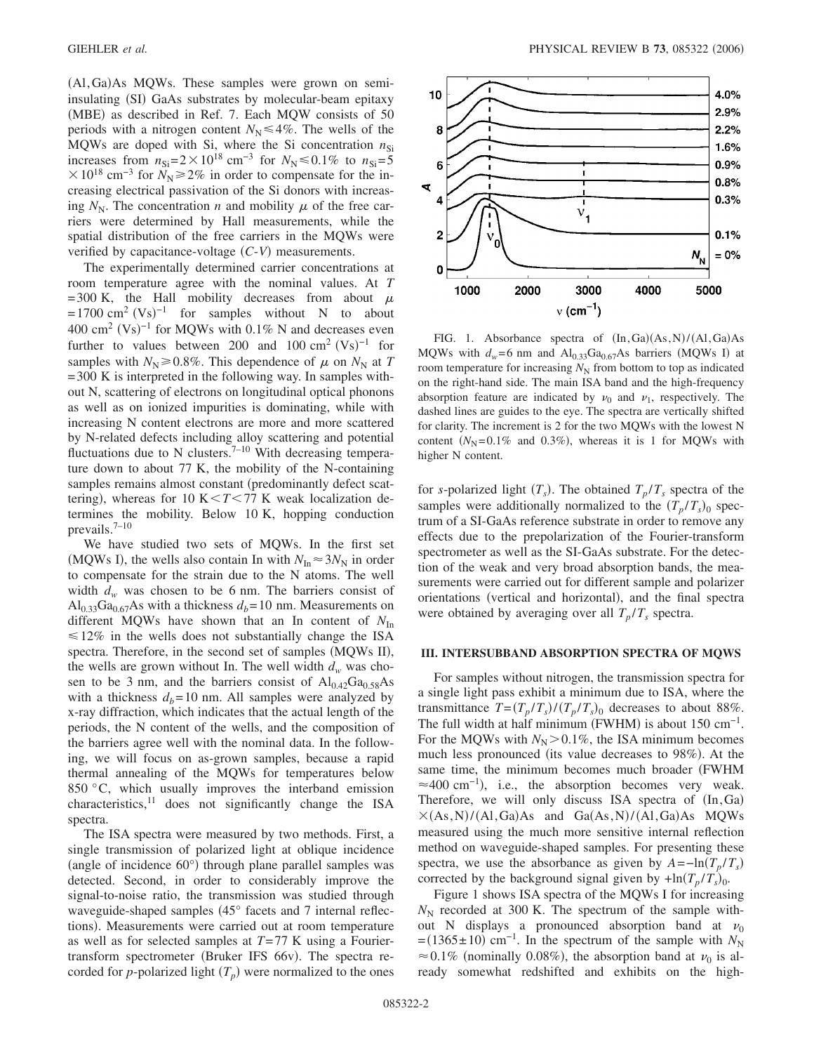(Al,Ga)As MQWs. These samples were grown on semi-insulating (SI) GaAs substrates by molecular-beam epitaxy (MBE) as described in Ref. 7. Each MQW consists of 50 periods with a nitrogen content $N_N \leq 4\%$. The wells of the MQWs are doped with Si, where the Si concentration $n_{Si}$ increases from $n_{Si} = 2 \times 10^{18}$ cm$^{-3}$ for $N_N \leq 0.1\%$ to $n_{Si} = 5 \times 10^{18}$ cm$^{-3}$ for $N_N \geq 2\%$ in order to compensate for the increasing electrical passivation of the Si donors with increasing $N_N$. The concentration $n$ and mobility $\mu$ of the free carriers were determined by Hall measurements, while the spatial distribution of the free carriers in the MQWs were verified by capacitance-voltage ($C$-$V$) measurements.

The experimentally determined carrier concentrations at room temperature agree with the nominal values. At $T = 300$ K, the Hall mobility decreases from about $\mu = 1700$ cm$^2$ (Vs)$^{-1}$ for samples without N to about 400 cm$^2$ (Vs)$^{-1}$ for MQWs with 0.1% N and decreases even further to values between 200 and 100 cm$^2$ (Vs)$^{-1}$ for samples with $N_N \geq 0.8\%$. This dependence of $\mu$ on $N_N$ at $T = 300$ K is interpreted in the following way. In samples without N, scattering of electrons on longitudinal optical phonons as well as on ionized impurities is dominating, while with increasing N content electrons are more and more scattered by N-related defects including alloy scattering and potential fluctuations due to N clusters.[7–10] With decreasing temperature down to about 77 K, the mobility of the N-containing samples remains almost constant (predominantly defect scattering), whereas for 10 K $< T <$ 77 K weak localization determines the mobility. Below 10 K, hopping conduction prevails.[7–10]

We have studied two sets of MQWs. In the first set (MQWs I), the wells also contain In with $N_{In} \approx 3N_N$ in order to compensate for the strain due to the N atoms. The well width $d_w$ was chosen to be 6 nm. The barriers consist of $Al_{0.33}Ga_{0.67}As$ with a thickness $d_b = 10$ nm. Measurements on different MQWs have shown that an In content of $N_{In} \leq 12\%$ in the wells does not substantially change the ISA spectra. Therefore, in the second set of samples (MQWs II), the wells are grown without In. The well width $d_w$ was chosen to be 3 nm, and the barriers consist of $Al_{0.42}Ga_{0.58}As$ with a thickness $d_b = 10$ nm. All samples were analyzed by x-ray diffraction, which indicates that the actual length of the periods, the N content of the wells, and the composition of the barriers agree well with the nominal data. In the following, we will focus on as-grown samples, because a rapid thermal annealing of the MQWs for temperatures below 850 °C, which usually improves the interband emission characteristics,[11] does not significantly change the ISA spectra.

The ISA spectra were measured by two methods. First, a single transmission of polarized light at oblique incidence (angle of incidence 60°) through plane parallel samples was detected. Second, in order to considerably improve the signal-to-noise ratio, the transmission was studied through waveguide-shaped samples (45° facets and 7 internal reflections). Measurements were carried out at room temperature as well as for selected samples at $T = 77$ K using a Fourier-transform spectrometer (Bruker IFS 66v). The spectra recorded for $p$-polarized light ($T_p$) were normalized to the ones for $s$-polarized light ($T_s$). The obtained $T_p/T_s$ spectra of the samples were additionally normalized to the $(T_p/T_s)_0$ spectrum of a SI-GaAs reference substrate in order to remove any effects due to the prepolarization of the Fourier-transform spectrometer as well as the SI-GaAs substrate. For the detection of the weak and very broad absorption bands, the measurements were carried out for different sample and polarizer orientations (vertical and horizontal), and the final spectra were obtained by averaging over all $T_p/T_s$ spectra.

FIG. 1. Absorbance spectra of (In,Ga)(As,N)/(Al,Ga)As MQWs with $d_w = 6$ nm and $Al_{0.33}Ga_{0.67}As$ barriers (MQWs I) at room temperature for increasing $N_N$ from bottom to top as indicated on the right-hand side. The main ISA band and the high-frequency absorption feature are indicated by $\nu_0$ and $\nu_1$, respectively. The dashed lines are guides to the eye. The spectra are vertically shifted for clarity. The increment is 2 for the two MQWs with the lowest N content ($N_N = 0.1\%$ and 0.3%), whereas it is 1 for MQWs with higher N content.

## III. INTERSUBBAND ABSORPTION SPECTRA OF MQWS

For samples without nitrogen, the transmission spectra for a single light pass exhibit a minimum due to ISA, where the transmittance $T = (T_p/T_s)/(T_p/T_s)_0$ decreases to about 88%. The full width at half minimum (FWHM) is about 150 cm$^{-1}$. For the MQWs with $N_N > 0.1\%$, the ISA minimum becomes much less pronounced (its value decreases to 98%). At the same time, the minimum becomes much broader (FWHM $\approx 400$ cm$^{-1}$), i.e., the absorption becomes very weak. Therefore, we will only discuss ISA spectra of (In,Ga)$\times$(As,N)/(Al,Ga)As and Ga(As,N)/(Al,Ga)As MQWs measured using the much more sensitive internal reflection method on waveguide-shaped samples. For presenting these spectra, we use the absorbance as given by $A = -\ln(T_p/T_s)$ corrected by the background signal given by $+\ln(T_p/T_s)_0$.

Figure 1 shows ISA spectra of the MQWs I for increasing $N_N$ recorded at 300 K. The spectrum of the sample without N displays a pronounced absorption band at $\nu_0 = (1365 \pm 10)$ cm$^{-1}$. In the spectrum of the sample with $N_N \approx 0.1\%$ (nominally 0.08%), the absorption band at $\nu_0$ is already somewhat redshifted and exhibits on the high-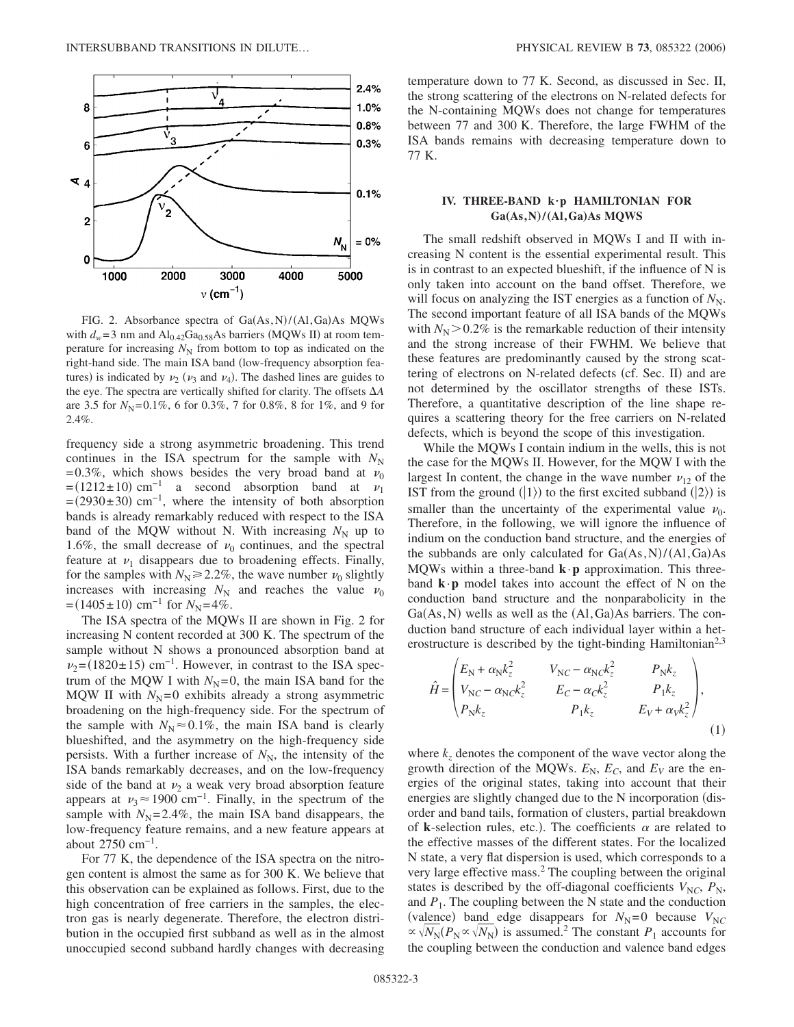FIG. 2. Absorbance spectra of Ga(As,N)/(Al,Ga)As MQWs with $d_w = 3$ nm and $Al_{0.42}Ga_{0.58}As$ barriers (MQWs II) at room temperature for increasing $N_N$ from bottom to top as indicated on the right-hand side. The main ISA band (low-frequency absorption features) is indicated by $\nu_2$ ($\nu_3$ and $\nu_4$). The dashed lines are guides to the eye. The spectra are vertically shifted for clarity. The offsets $\Delta A$ are 3.5 for $N_N = 0.1\%$, 6 for 0.3%, 7 for 0.8%, 8 for 1%, and 9 for 2.4%.

frequency side a strong asymmetric broadening. This trend continues in the ISA spectrum for the sample with $N_N = 0.3\%$, which shows besides the very broad band at $\nu_0 = (1212 \pm 10)$ cm$^{-1}$ a second absorption band at $\nu_1 = (2930 \pm 30)$ cm$^{-1}$, where the intensity of both absorption bands is already remarkably reduced with respect to the ISA band of the MQW without N. With increasing $N_N$ up to 1.6%, the small decrease of $\nu_0$ continues, and the spectral feature at $\nu_1$ disappears due to broadening effects. Finally, for the samples with $N_N \geq 2.2\%$, the wave number $\nu_0$ slightly increases with increasing $N_N$ and reaches the value $\nu_0 = (1405 \pm 10)$ cm$^{-1}$ for $N_N = 4\%$.

The ISA spectra of the MQWs II are shown in Fig. 2 for increasing N content recorded at 300 K. The spectrum of the sample without N shows a pronounced absorption band at $\nu_2 = (1820 \pm 15)$ cm$^{-1}$. However, in contrast to the ISA spectrum of the MQW I with $N_N = 0$, the main ISA band for the MQW II with $N_N = 0$ exhibits already a strong asymmetric broadening on the high-frequency side. For the spectrum of the sample with $N_N \approx 0.1\%$, the main ISA band is clearly blueshifted, and the asymmetry on the high-frequency side persists. With a further increase of $N_N$, the intensity of the ISA bands remarkably decreases, and on the low-frequency side of the band at $\nu_2$ a weak very broad absorption feature appears at $\nu_3 \approx 1900$ cm$^{-1}$. Finally, in the spectrum of the sample with $N_N = 2.4\%$, the main ISA band disappears, the low-frequency feature remains, and a new feature appears at about 2750 cm$^{-1}$.

For 77 K, the dependence of the ISA spectra on the nitrogen content is almost the same as for 300 K. We believe that this observation can be explained as follows. First, due to the high concentration of free carriers in the samples, the electron gas is nearly degenerate. Therefore, the electron distribution in the occupied first subband as well as in the almost unoccupied second subband hardly changes with decreasing temperature down to 77 K. Second, as discussed in Sec. II, the strong scattering of the electrons on N-related defects for the N-containing MQWs does not change for temperatures between 77 and 300 K. Therefore, the large FWHM of the ISA bands remains with decreasing temperature down to 77 K.

## IV. THREE-BAND k·p HAMILTONIAN FOR Ga(As,N)/(Al,Ga)As MQWS

The small redshift observed in MQWs I and II with increasing N content is the essential experimental result. This is in contrast to an expected blueshift, if the influence of N is only taken into account on the band offset. Therefore, we will focus on analyzing the IST energies as a function of $N_N$. The second important feature of all ISA bands of the MQWs with $N_N > 0.2\%$ is the remarkable reduction of their intensity and the strong increase of their FWHM. We believe that these features are predominantly caused by the strong scattering of electrons on N-related defects (cf. Sec. II) and are not determined by the oscillator strengths of these ISTs. Therefore, a quantitative description of the line shape requires a scattering theory for the free carriers on N-related defects, which is beyond the scope of this investigation.

While the MQWs I contain indium in the wells, this is not the case for the MQWs II. However, for the MQW I with the largest In content, the change in the wave number $\nu_{12}$ of the IST from the ground ($|1\rangle$) to the first excited subband ($|2\rangle$) is smaller than the uncertainty of the experimental value $\nu_0$. Therefore, in the following, we will ignore the influence of indium on the conduction band structure, and the energies of the subbands are only calculated for Ga(As,N)/(Al,Ga)As MQWs within a three-band $\mathbf{k}\cdot\mathbf{p}$ approximation. This three-band $\mathbf{k}\cdot\mathbf{p}$ model takes into account the effect of N on the conduction band structure and the nonparabolicity in the Ga(As,N) wells as well as the (Al,Ga)As barriers. The conduction band structure of each individual layer within a heterostructure is described by the tight-binding Hamiltonian[2,3]

$$\hat{H} = \begin{pmatrix} E_N + \alpha_N k_z^2 & V_{NC} - \alpha_{NC} k_z^2 & P_N k_z \\ V_{NC} - \alpha_{NC} k_z^2 & E_C - \alpha_C k_z^2 & P_1 k_z \\ P_N k_z & P_1 k_z & E_V + \alpha_V k_z^2 \end{pmatrix}, \tag{1}$$

where $k_z$ denotes the component of the wave vector along the growth direction of the MQWs. $E_N$, $E_C$, and $E_V$ are the energies of the original states, taking into account that their energies are slightly changed due to the N incorporation (disorder and band tails, formation of clusters, partial breakdown of **k**-selection rules, etc.). The coefficients $\alpha$ are related to the effective masses of the different states. For the localized N state, a very flat dispersion is used, which corresponds to a very large effective mass.[2] The coupling between the original states is described by the off-diagonal coefficients $V_{NC}$, $P_N$, and $P_1$. The coupling between the N state and the conduction (valence) band edge disappears for $N_N = 0$ because $V_{NC} \propto \sqrt{N_N}$ ($P_N \propto \sqrt{N_N}$) is assumed.[2] The constant $P_1$ accounts for the coupling between the conduction and valence band edges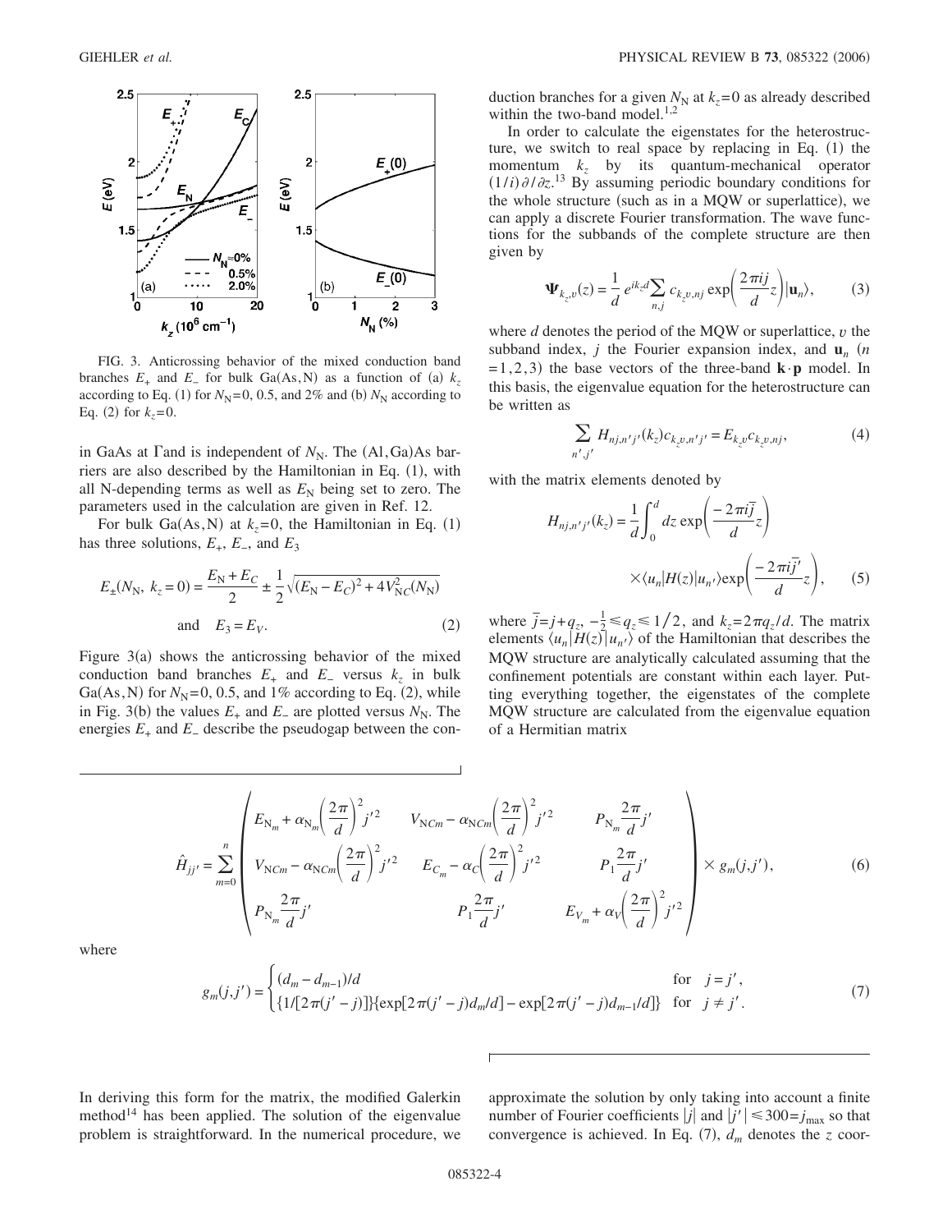FIG. 3. Anticrossing behavior of the mixed conduction band branches $E_+$ and $E_-$ for bulk Ga(As,N) as a function of (a) $k_z$ according to Eq. (1) for $N_N=0$, 0.5, and 2% and (b) $N_N$ according to Eq. (2) for $k_z=0$.

in GaAs at Γand is independent of $N_N$. The (Al,Ga)As barriers are also described by the Hamiltonian in Eq. (1), with all N-depending terms as well as $E_N$ being set to zero. The parameters used in the calculation are given in Ref. 12.

For bulk Ga(As,N) at $k_z=0$, the Hamiltonian in Eq. (1) has three solutions, $E_+$, $E_-$, and $E_3$

$$E_{\pm}(N_N,\ k_z=0)=\frac{E_N+E_C}{2}\pm\frac{1}{2}\sqrt{(E_N-E_C)^2+4V_{NC}^2(N_N)}$$
$$\text{and}\quad E_3=E_V. \tag{2}$$

Figure 3(a) shows the anticrossing behavior of the mixed conduction band branches $E_+$ and $E_-$ versus $k_z$ in bulk Ga(As,N) for $N_N=0$, 0.5, and 1% according to Eq. (2), while in Fig. 3(b) the values $E_+$ and $E_-$ are plotted versus $N_N$. The energies $E_+$ and $E_-$ describe the pseudogap between the conduction branches for a given $N_N$ at $k_z=0$ as already described within the two-band model.[1,2]

In order to calculate the eigenstates for the heterostructure, we switch to real space by replacing in Eq. (1) the momentum $k_z$ by its quantum-mechanical operator $(1/i)\partial/\partial z$.[13] By assuming periodic boundary conditions for the whole structure (such as in a MQW or superlattice), we can apply a discrete Fourier transformation. The wave functions for the subbands of the complete structure are then given by

$$\mathbf{\Psi}_{k_z v}(z)=\frac{1}{d}e^{ik_z d}\sum_{n,j}c_{k_z v,nj}\exp\left(\frac{2\pi ij}{d}z\right)|\mathbf{u}_n\rangle, \tag{3}$$

where $d$ denotes the period of the MQW or superlattice, $v$ the subband index, $j$ the Fourier expansion index, and $\mathbf{u}_n$ ($n=1,2,3$) the base vectors of the three-band $\mathbf{k}\cdot\mathbf{p}$ model. In this basis, the eigenvalue equation for the heterostructure can be written as

$$\sum_{n',j'}H_{nj,n'j'}(k_z)c_{k_z v,n'j'}=E_{k_z v}c_{k_z v,nj}, \tag{4}$$

with the matrix elements denoted by

$$H_{nj,n'j'}(k_z)=\frac{1}{d}\int_0^d dz\exp\left(\frac{-2\pi i\bar{j}}{d}z\right)\times\langle u_n|H(z)|u_{n'}\rangle\exp\left(\frac{-2\pi i\bar{j}'}{d}z\right), \tag{5}$$

where $\bar{j}=j+q_z$, $-\frac{1}{2}\leq q_z\leq 1/2$, and $k_z=2\pi q_z/d$. The matrix elements $\langle u_n|H(z)|u_{n'}\rangle$ of the Hamiltonian that describes the MQW structure are analytically calculated assuming that the confinement potentials are constant within each layer. Putting everything together, the eigenstates of the complete MQW structure are calculated from the eigenvalue equation of a Hermitian matrix

$$\hat{H}_{jj'}=\sum_{m=0}^{n}\begin{pmatrix} E_{N_m}+\alpha_{N_m}\left(\frac{2\pi}{d}\right)^2 j'^2 & V_{NCm}-\alpha_{NCm}\left(\frac{2\pi}{d}\right)^2 j'^2 & P_{N_m}\frac{2\pi}{d}j' \\ V_{NCm}-\alpha_{NCm}\left(\frac{2\pi}{d}\right)^2 j'^2 & E_{C_m}-\alpha_C\left(\frac{2\pi}{d}\right)^2 j'^2 & P_1\frac{2\pi}{d}j' \\ P_{N_m}\frac{2\pi}{d}j' & P_1\frac{2\pi}{d}j' & E_{V_m}+\alpha_V\left(\frac{2\pi}{d}\right)^2 j'^2 \end{pmatrix}\times g_m(j,j'), \tag{6}$$

where

$$g_m(j,j')=\begin{cases}(d_m-d_{m-1})/d & \text{for}\quad j=j', \\ \{1/[2\pi(j'-j)]\}\{\exp[2\pi(j'-j)d_m/d]-\exp[2\pi(j'-j)d_{m-1}/d]\} & \text{for}\quad j\neq j'. \end{cases} \tag{7}$$

In deriving this form for the matrix, the modified Galerkin method[14] has been applied. The solution of the eigenvalue problem is straightforward. In the numerical procedure, we approximate the solution by only taking into account a finite number of Fourier coefficients $|j|$ and $|j'|\leq 300=j_{\max}$ so that convergence is achieved. In Eq. (7), $d_m$ denotes the $z$ coor-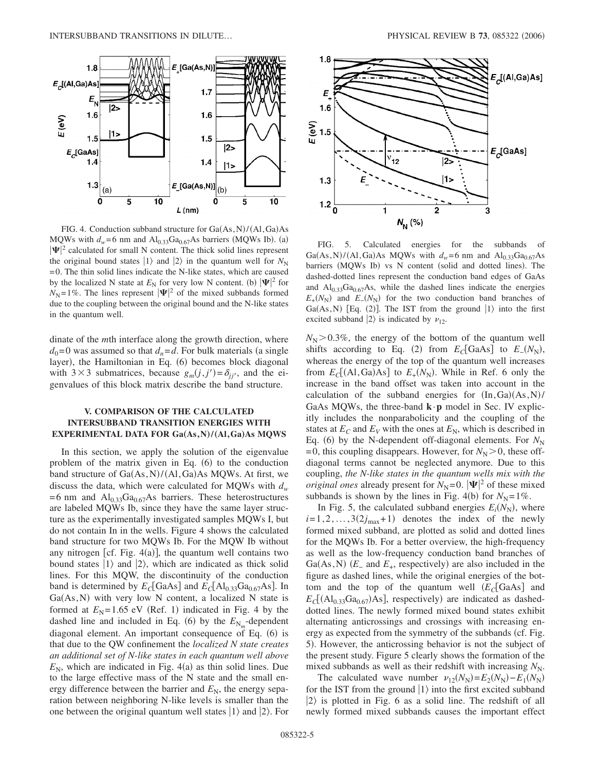FIG. 4. Conduction subband structure for Ga(As,N)/(Al,Ga)As MQWs with $d_w$=6 nm and $Al_{0.33}Ga_{0.67}As$ barriers (MQWs Ib). (a) $|\Psi|^2$ calculated for small N content. The thick solid lines represent the original bound states $|1\rangle$ and $|2\rangle$ in the quantum well for $N_N$ =0. The thin solid lines indicate the N-like states, which are caused by the localized N state at $E_N$ for very low N content. (b) $|\Psi|^2$ for $N_N$=1%. The lines represent $|\Psi|^2$ of the mixed subbands formed due to the coupling between the original bound and the N-like states in the quantum well.

dinate of the $m$th interface along the growth direction, where $d_0$=0 was assumed so that $d_n$=$d$. For bulk materials (a single layer), the Hamiltonian in Eq. (6) becomes block diagonal with 3×3 submatrices, because $g_m(j,j')=\delta_{jj'}$, and the eigenvalues of this block matrix describe the band structure.

## V. COMPARISON OF THE CALCULATED INTERSUBBAND TRANSITION ENERGIES WITH EXPERIMENTAL DATA FOR Ga(As,N)/(Al,Ga)As MQWS

In this section, we apply the solution of the eigenvalue problem of the matrix given in Eq. (6) to the conduction band structure of Ga(As,N)/(Al,Ga)As MQWs. At first, we discuss the data, which were calculated for MQWs with $d_w$ =6 nm and $Al_{0.33}Ga_{0.67}As$ barriers. These heterostructures are labeled MQWs Ib, since they have the same layer structure as the experimentally investigated samples MQWs I, but do not contain In in the wells. Figure 4 shows the calculated band structure for two MQWs Ib. For the MQW Ib without any nitrogen [cf. Fig. 4(a)], the quantum well contains two bound states $|1\rangle$ and $|2\rangle$, which are indicated as thick solid lines. For this MQW, the discontinuity of the conduction band is determined by $E_C$[GaAs] and $E_C$[$Al_{0.33}Ga_{0.67}As$]. In Ga(As,N) with very low N content, a localized N state is formed at $E_N$=1.65 eV (Ref. 1) indicated in Fig. 4 by the dashed line and included in Eq. (6) by the $E_{N_m}$-dependent diagonal element. An important consequence of Eq. (6) is that due to the QW confinement the *localized N state creates an additional set of N-like states in each quantum well above* $E_N$, which are indicated in Fig. 4(a) as thin solid lines. Due to the large effective mass of the N state and the small energy difference between the barrier and $E_N$, the energy separation between neighboring N-like levels is smaller than the one between the original quantum well states $|1\rangle$ and $|2\rangle$. For $N_N$>0.3%, the energy of the bottom of the quantum well shifts according to Eq. (2) from $E_C$[GaAs] to $E_-(N_N)$, whereas the energy of the top of the quantum well increases from $E_C$[(Al,Ga)As] to $E_+(N_N)$. While in Ref. 6 only the increase in the band offset was taken into account in the calculation of the subband energies for (In,Ga)(As,N)/GaAs MQWs, the three-band $\mathbf{k}\cdot\mathbf{p}$ model in Sec. IV explicitly includes the nonparabolicity and the coupling of the states at $E_C$ and $E_V$ with the ones at $E_N$, which is described in Eq. (6) by the N-dependent off-diagonal elements. For $N_N$ =0, this coupling disappears. However, for $N_N$>0, these off-diagonal terms cannot be neglected anymore. Due to this coupling, *the N-like states in the quantum wells mix with the original ones* already present for $N_N$=0. $|\Psi|^2$ of these mixed subbands is shown by the lines in Fig. 4(b) for $N_N$=1%.

FIG. 5. Calculated energies for the subbands of Ga(As,N)/(Al,Ga)As MQWs with $d_w$=6 nm and $Al_{0.33}Ga_{0.67}As$ barriers (MQWs Ib) vs N content (solid and dotted lines). The dashed-dotted lines represent the conduction band edges of GaAs and $Al_{0.33}Ga_{0.67}As$, while the dashed lines indicate the energies $E_+(N_N)$ and $E_-(N_N)$ for the two conduction band branches of Ga(As,N) [Eq. (2)]. The IST from the ground $|1\rangle$ into the first excited subband $|2\rangle$ is indicated by $\nu_{12}$.

In Fig. 5, the calculated subband energies $E_i(N_N)$, where $i=1,2,\ldots,3(2j_{max}+1)$ denotes the index of the newly formed mixed subband, are plotted as solid and dotted lines for the MQWs Ib. For a better overview, the high-frequency as well as the low-frequency conduction band branches of Ga(As,N) ($E_-$ and $E_+$, respectively) are also included in the figure as dashed lines, while the original energies of the bottom and the top of the quantum well ($E_C$[GaAs] and $E_C$[($Al_{0.33}Ga_{0.67}$)As], respectively) are indicated as dashed-dotted lines. The newly formed mixed bound states exhibit alternating anticrossings and crossings with increasing energy as expected from the symmetry of the subbands (cf. Fig. 5). However, the anticrossing behavior is not the subject of the present study. Figure 5 clearly shows the formation of the mixed subbands as well as their redshift with increasing $N_N$.

The calculated wave number $\nu_{12}(N_N)=E_2(N_N)-E_1(N_N)$ for the IST from the ground $|1\rangle$ into the first excited subband $|2\rangle$ is plotted in Fig. 6 as a solid line. The redshift of all newly formed mixed subbands causes the important effect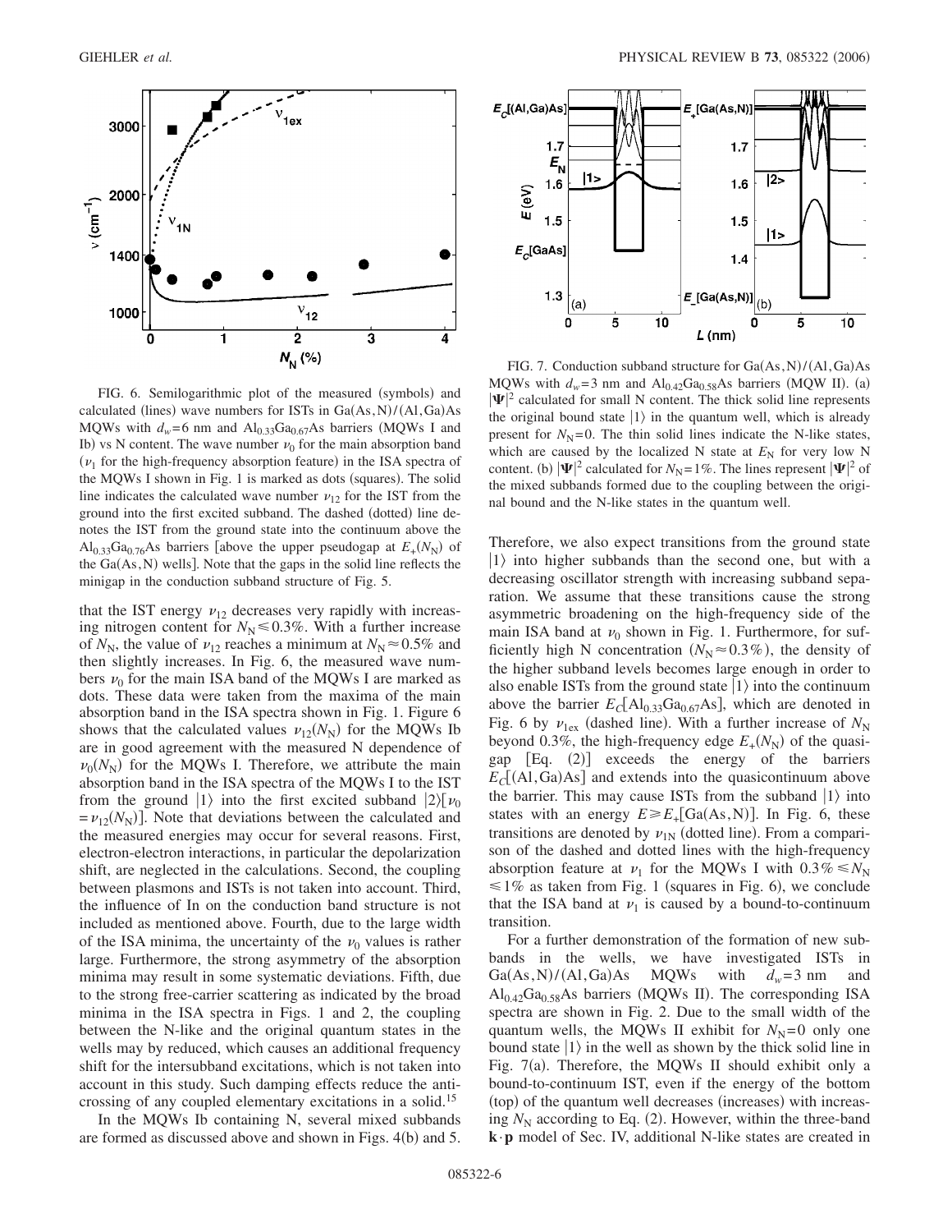FIG. 6. Semilogarithmic plot of the measured (symbols) and calculated (lines) wave numbers for ISTs in Ga(As,N)/(Al,Ga)As MQWs with $d_w$=6 nm and $Al_{0.33}Ga_{0.67}As$ barriers (MQWs I and Ib) vs N content. The wave number $\nu_0$ for the main absorption band ($\nu_1$ for the high-frequency absorption feature) in the ISA spectra of the MQWs I shown in Fig. 1 is marked as dots (squares). The solid line indicates the calculated wave number $\nu_{12}$ for the IST from the ground into the first excited subband. The dashed (dotted) line denotes the IST from the ground state into the continuum above the $Al_{0.33}Ga_{0.76}As$ barriers [above the upper pseudogap at $E_+(N_N)$ of the Ga(As,N) wells]. Note that the gaps in the solid line reflects the minigap in the conduction subband structure of Fig. 5.

FIG. 7. Conduction subband structure for Ga(As,N)/(Al,Ga)As MQWs with $d_w$=3 nm and $Al_{0.42}Ga_{0.58}As$ barriers (MQW II). (a) $|\Psi|^2$ calculated for small N content. The thick solid line represents the original bound state $|1\rangle$ in the quantum well, which is already present for $N_N$=0. The thin solid lines indicate the N-like states, which are caused by the localized N state at $E_N$ for very low N content. (b) $|\Psi|^2$ calculated for $N_N$=1%. The lines represent $|\Psi|^2$ of the mixed subbands formed due to the coupling between the original bound and the N-like states in the quantum well.

that the IST energy $\nu_{12}$ decreases very rapidly with increasing nitrogen content for $N_N \leq 0.3\%$. With a further increase of $N_N$, the value of $\nu_{12}$ reaches a minimum at $N_N \approx 0.5\%$ and then slightly increases. In Fig. 6, the measured wave numbers $\nu_0$ for the main ISA band of the MQWs I are marked as dots. These data were taken from the maxima of the main absorption band in the ISA spectra shown in Fig. 1. Figure 6 shows that the calculated values $\nu_{12}(N_N)$ for the MQWs Ib are in good agreement with the measured N dependence of $\nu_0(N_N)$ for the MQWs I. Therefore, we attribute the main absorption band in the ISA spectra of the MQWs I to the IST from the ground $|1\rangle$ into the first excited subband $|2\rangle[\nu_0 = \nu_{12}(N_N)]$. Note that deviations between the calculated and the measured energies may occur for several reasons. First, electron-electron interactions, in particular the depolarization shift, are neglected in the calculations. Second, the coupling between plasmons and ISTs is not taken into account. Third, the influence of In on the conduction band structure is not included as mentioned above. Fourth, due to the large width of the ISA minima, the uncertainty of the $\nu_0$ values is rather large. Furthermore, the strong asymmetry of the absorption minima may result in some systematic deviations. Fifth, due to the strong free-carrier scattering as indicated by the broad minima in the ISA spectra in Figs. 1 and 2, the coupling between the N-like and the original quantum states in the wells may by reduced, which causes an additional frequency shift for the intersubband excitations, which is not taken into account in this study. Such damping effects reduce the anticrossing of any coupled elementary excitations in a solid.[15]

In the MQWs Ib containing N, several mixed subbands are formed as discussed above and shown in Figs. 4(b) and 5. Therefore, we also expect transitions from the ground state $|1\rangle$ into higher subbands than the second one, but with a decreasing oscillator strength with increasing subband separation. We assume that these transitions cause the strong asymmetric broadening on the high-frequency side of the main ISA band at $\nu_0$ shown in Fig. 1. Furthermore, for sufficiently high N concentration ($N_N \approx 0.3\%$), the density of the higher subband levels becomes large enough in order to also enable ISTs from the ground state $|1\rangle$ into the continuum above the barrier $E_C[Al_{0.33}Ga_{0.67}As]$, which are denoted in Fig. 6 by $\nu_{1ex}$ (dashed line). With a further increase of $N_N$ beyond 0.3%, the high-frequency edge $E_+(N_N)$ of the quasigap [Eq. (2)] exceeds the energy of the barriers $E_C$[(Al,Ga)As] and extends into the quasicontinuum above the barrier. This may cause ISTs from the subband $|1\rangle$ into states with an energy $E \geq E_+$[Ga(As,N)]. In Fig. 6, these transitions are denoted by $\nu_{1N}$ (dotted line). From a comparison of the dashed and dotted lines with the high-frequency absorption feature at $\nu_1$ for the MQWs I with $0.3\% \leq N_N \leq 1\%$ as taken from Fig. 1 (squares in Fig. 6), we conclude that the ISA band at $\nu_1$ is caused by a bound-to-continuum transition.

For a further demonstration of the formation of new subbands in the wells, we have investigated ISTs in Ga(As,N)/(Al,Ga)As MQWs with $d_w$=3 nm and $Al_{0.42}Ga_{0.58}As$ barriers (MQWs II). The corresponding ISA spectra are shown in Fig. 2. Due to the small width of the quantum wells, the MQWs II exhibit for $N_N$=0 only one bound state $|1\rangle$ in the well as shown by the thick solid line in Fig. 7(a). Therefore, the MQWs II should exhibit only a bound-to-continuum IST, even if the energy of the bottom (top) of the quantum well decreases (increases) with increasing $N_N$ according to Eq. (2). However, within the three-band $\mathbf{k}\cdot\mathbf{p}$ model of Sec. IV, additional N-like states are created in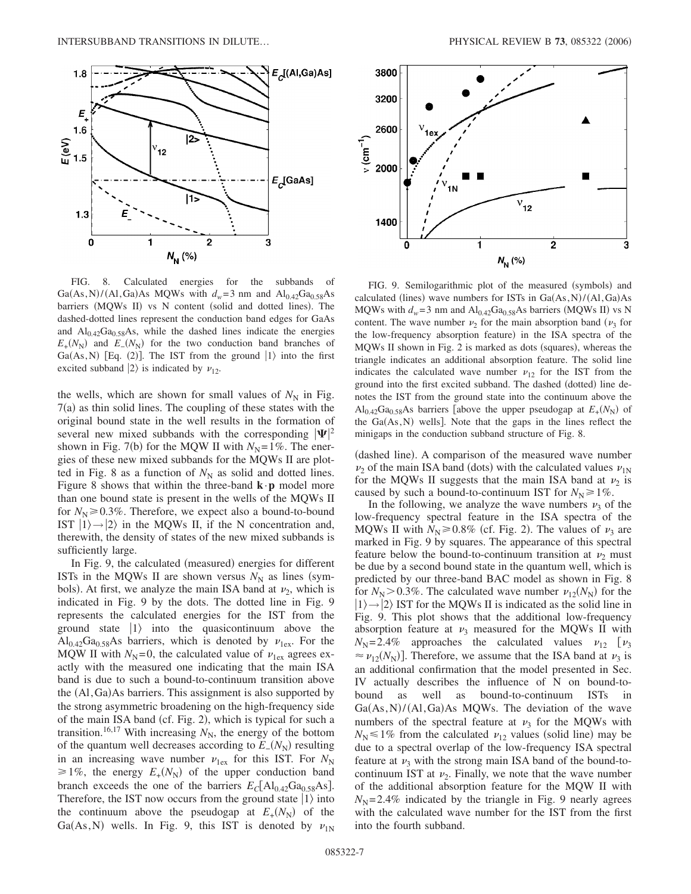FIG. 8. Calculated energies for the subbands of Ga(As,N)/(Al,Ga)As MQWs with $d_w$=3 nm and $Al_{0.42}Ga_{0.58}As$ barriers (MQWs II) vs N content (solid and dotted lines). The dashed-dotted lines represent the conduction band edges for GaAs and $Al_{0.42}Ga_{0.58}As$, while the dashed lines indicate the energies $E_+(N_N)$ and $E_-(N_N)$ for the two conduction band branches of Ga(As,N) [Eq. (2)]. The IST from the ground $|1\rangle$ into the first excited subband $|2\rangle$ is indicated by $\nu_{12}$.

FIG. 9. Semilogarithmic plot of the measured (symbols) and calculated (lines) wave numbers for ISTs in Ga(As,N)/(Al,Ga)As MQWs with $d_w$=3 nm and $Al_{0.42}Ga_{0.58}As$ barriers (MQWs II) vs N content. The wave number $\nu_2$ for the main absorption band ($\nu_3$ for the low-frequency absorption feature) in the ISA spectra of the MQWs II shown in Fig. 2 is marked as dots (squares), whereas the triangle indicates an additional absorption feature. The solid line indicates the calculated wave number $\nu_{12}$ for the IST from the ground into the first excited subband. The dashed (dotted) line denotes the IST from the ground state into the continuum above the $Al_{0.42}Ga_{0.58}As$ barriers [above the upper pseudogap at $E_+(N_N)$ of the Ga(As,N) wells]. Note that the gaps in the lines reflect the minigaps in the conduction subband structure of Fig. 8.

the wells, which are shown for small values of $N_N$ in Fig. 7(a) as thin solid lines. The coupling of these states with the original bound state in the well results in the formation of several new mixed subbands with the corresponding $|\Psi|^2$ shown in Fig. 7(b) for the MQW II with $N_N$=1%. The energies of these new mixed subbands for the MQWs II are plotted in Fig. 8 as a function of $N_N$ as solid and dotted lines. Figure 8 shows that within the three-band $\mathbf{k}\cdot\mathbf{p}$ model more than one bound state is present in the wells of the MQWs II for $N_N \geq 0.3\%$. Therefore, we expect also a bound-to-bound IST $|1\rangle \rightarrow |2\rangle$ in the MQWs II, if the N concentration and, therewith, the density of states of the new mixed subbands is sufficiently large.

In Fig. 9, the calculated (measured) energies for different ISTs in the MQWs II are shown versus $N_N$ as lines (symbols). At first, we analyze the main ISA band at $\nu_2$, which is indicated in Fig. 9 by the dots. The dotted line in Fig. 9 represents the calculated energies for the IST from the ground state $|1\rangle$ into the quasicontinuum above the $Al_{0.42}Ga_{0.58}As$ barriers, which is denoted by $\nu_{1ex}$. For the MQW II with $N_N$=0, the calculated value of $\nu_{1ex}$ agrees exactly with the measured one indicating that the main ISA band is due to such a bound-to-continuum transition above the (Al,Ga)As barriers. This assignment is also supported by the strong asymmetric broadening on the high-frequency side of the main ISA band (cf. Fig. 2), which is typical for such a transition.[16,17] With increasing $N_N$, the energy of the bottom of the quantum well decreases according to $E_-(N_N)$ resulting in an increasing wave number $\nu_{1ex}$ for this IST. For $N_N \geq 1\%$, the energy $E_+(N_N)$ of the upper conduction band branch exceeds the one of the barriers $E_C[Al_{0.42}Ga_{0.58}As]$. Therefore, the IST now occurs from the ground state $|1\rangle$ into the continuum above the pseudogap at $E_+(N_N)$ of the Ga(As,N) wells. In Fig. 9, this IST is denoted by $\nu_{1N}$ (dashed line). A comparison of the measured wave number $\nu_2$ of the main ISA band (dots) with the calculated values $\nu_{1N}$ for the MQWs II suggests that the main ISA band at $\nu_2$ is caused by such a bound-to-continuum IST for $N_N \geq 1\%$.

In the following, we analyze the wave numbers $\nu_3$ of the low-frequency spectral feature in the ISA spectra of the MQWs II with $N_N \geq 0.8\%$ (cf. Fig. 2). The values of $\nu_3$ are marked in Fig. 9 by squares. The appearance of this spectral feature below the bound-to-continuum transition at $\nu_2$ must be due by a second bound state in the quantum well, which is predicted by our three-band BAC model as shown in Fig. 8 for $N_N > 0.3\%$. The calculated wave number $\nu_{12}(N_N)$ for the $|1\rangle \rightarrow |2\rangle$ IST for the MQWs II is indicated as the solid line in Fig. 9. This plot shows that the additional low-frequency absorption feature at $\nu_3$ measured for the MQWs II with $N_N$=2.4% approaches the calculated values $\nu_{12}$ [$\nu_3 \approx \nu_{12}(N_N)$]. Therefore, we assume that the ISA band at $\nu_3$ is an additional confirmation that the model presented in Sec. IV actually describes the influence of N on bound-to-bound as well as bound-to-continuum ISTs in Ga(As,N)/(Al,Ga)As MQWs. The deviation of the wave numbers of the spectral feature at $\nu_3$ for the MQWs with $N_N \leq 1\%$ from the calculated $\nu_{12}$ values (solid line) may be due to a spectral overlap of the low-frequency ISA spectral feature at $\nu_3$ with the strong main ISA band of the bound-to-continuum IST at $\nu_2$. Finally, we note that the wave number of the additional absorption feature for the MQW II with $N_N$=2.4% indicated by the triangle in Fig. 9 nearly agrees with the calculated wave number for the IST from the first into the fourth subband.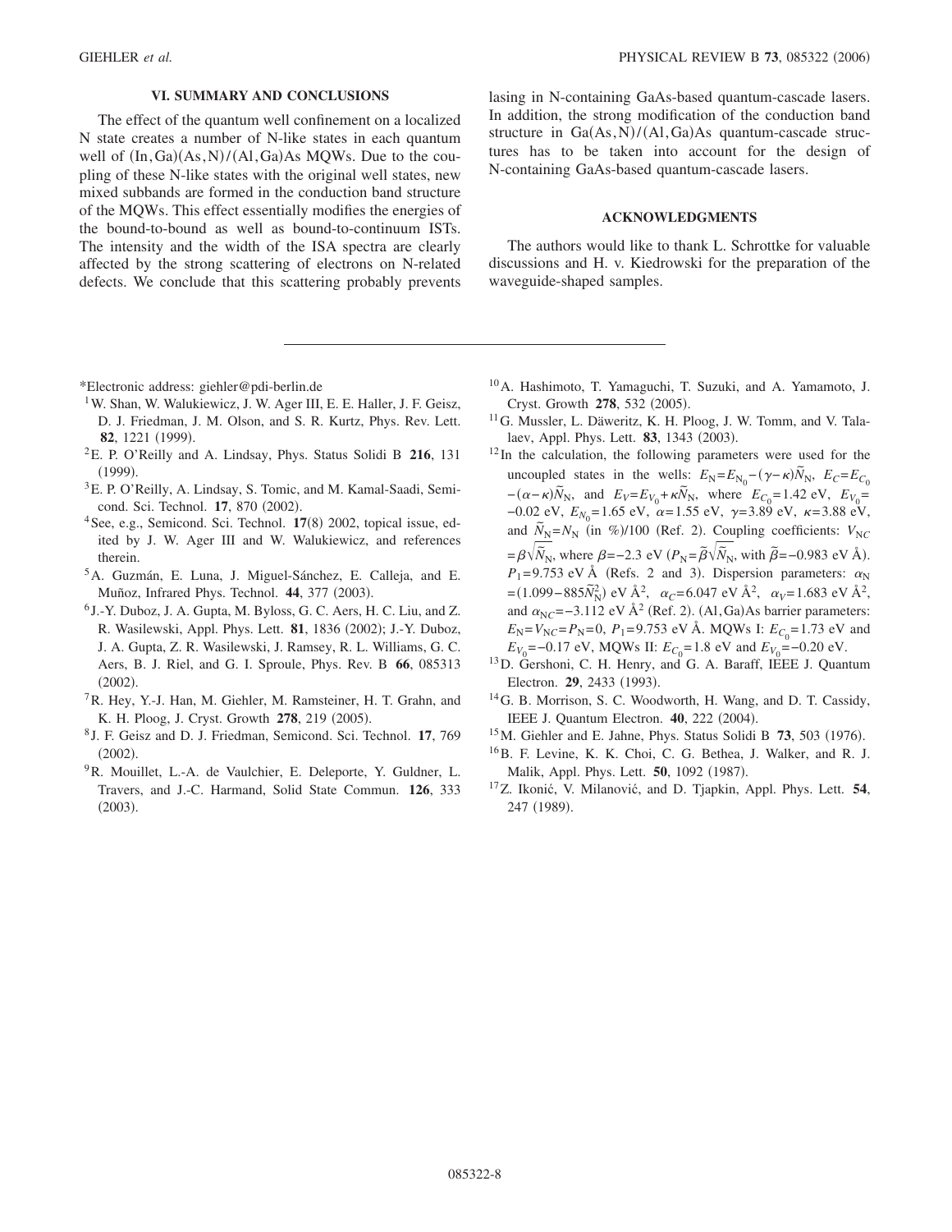## VI. SUMMARY AND CONCLUSIONS

The effect of the quantum well confinement on a localized N state creates a number of N-like states in each quantum well of (In,Ga)(As,N)/(Al,Ga)As MQWs. Due to the coupling of these N-like states with the original well states, new mixed subbands are formed in the conduction band structure of the MQWs. This effect essentially modifies the energies of the bound-to-bound as well as bound-to-continuum ISTs. The intensity and the width of the ISA spectra are clearly affected by the strong scattering of electrons on N-related defects. We conclude that this scattering probably prevents lasing in N-containing GaAs-based quantum-cascade lasers. In addition, the strong modification of the conduction band structure in Ga(As,N)/(Al,Ga)As quantum-cascade structures has to be taken into account for the design of N-containing GaAs-based quantum-cascade lasers.

## ACKNOWLEDGMENTS

The authors would like to thank L. Schrottke for valuable discussions and H. v. Kiedrowski for the preparation of the waveguide-shaped samples.

---

*Electronic address: giehler@pdi-berlin.de

[1] W. Shan, W. Walukiewicz, J. W. Ager III, E. E. Haller, J. F. Geisz, D. J. Friedman, J. M. Olson, and S. R. Kurtz, Phys. Rev. Lett. **82**, 1221 (1999).

[2] E. P. O'Reilly and A. Lindsay, Phys. Status Solidi B **216**, 131 (1999).

[3] E. P. O'Reilly, A. Lindsay, S. Tomic, and M. Kamal-Saadi, Semicond. Sci. Technol. **17**, 870 (2002).

[4] See, e.g., Semicond. Sci. Technol. **17**(8) 2002, topical issue, edited by J. W. Ager III and W. Walukiewicz, and references therein.

[5] A. Guzmán, E. Luna, J. Miguel-Sánchez, E. Calleja, and E. Muñoz, Infrared Phys. Technol. **44**, 377 (2003).

[6] J.-Y. Duboz, J. A. Gupta, M. Byloss, G. C. Aers, H. C. Liu, and Z. R. Wasilewski, Appl. Phys. Lett. **81**, 1836 (2002); J.-Y. Duboz, J. A. Gupta, Z. R. Wasilewski, J. Ramsey, R. L. Williams, G. C. Aers, B. J. Riel, and G. I. Sproule, Phys. Rev. B **66**, 085313 (2002).

[7] R. Hey, Y.-J. Han, M. Giehler, M. Ramsteiner, H. T. Grahn, and K. H. Ploog, J. Cryst. Growth **278**, 219 (2005).

[8] J. F. Geisz and D. J. Friedman, Semicond. Sci. Technol. **17**, 769 (2002).

[9] R. Mouillet, L.-A. de Vaulchier, E. Deleporte, Y. Guldner, L. Travers, and J.-C. Harmand, Solid State Commun. **126**, 333 (2003).

[10] A. Hashimoto, T. Yamaguchi, T. Suzuki, and A. Yamamoto, J. Cryst. Growth **278**, 532 (2005).

[11] G. Mussler, L. Däweritz, K. H. Ploog, J. W. Tomm, and V. Talalaev, Appl. Phys. Lett. **83**, 1343 (2003).

[12] In the calculation, the following parameters were used for the uncoupled states in the wells: $E_N = E_{N_0} - (\gamma - \kappa)\tilde{N}_N$, $E_C = E_{C_0} - (\alpha - \kappa)\tilde{N}_N$, and $E_V = E_{V_0} + \kappa \tilde{N}_N$, where $E_{C_0} = 1.42$ eV, $E_{V_0} = -0.02$ eV, $E_{N_0} = 1.65$ eV, $\alpha = 1.55$ eV, $\gamma = 3.89$ eV, $\kappa = 3.88$ eV, and $\tilde{N}_N = N_N$ (in %)/100 (Ref. 2). Coupling coefficients: $V_{NC} = \beta\sqrt{\tilde{N}_N}$, where $\beta = -2.3$ eV ($P_N = \tilde{\beta}\sqrt{\tilde{N}_N}$, with $\tilde{\beta} = -0.983$ eV Å). $P_1 = 9.753$ eV Å (Refs. 2 and 3). Dispersion parameters: $\alpha_N = (1.099 - 885\tilde{N}_N^2)$ eV Å$^2$, $\alpha_C = 6.047$ eV Å$^2$, $\alpha_V = 1.683$ eV Å$^2$, and $\alpha_{NC} = -3.112$ eV Å$^2$ (Ref. 2). (Al,Ga)As barrier parameters: $E_N = V_{NC} = P_N = 0$, $P_1 = 9.753$ eV Å. MQWs I: $E_{C_0} = 1.73$ eV and $E_{V_0} = -0.17$ eV, MQWs II: $E_{C_0} = 1.8$ eV and $E_{V_0} = -0.20$ eV.

[13] D. Gershoni, C. H. Henry, and G. A. Baraff, IEEE J. Quantum Electron. **29**, 2433 (1993).

[14] G. B. Morrison, S. C. Woodworth, H. Wang, and D. T. Cassidy, IEEE J. Quantum Electron. **40**, 222 (2004).

[15] M. Giehler and E. Jahne, Phys. Status Solidi B **73**, 503 (1976).

[16] B. F. Levine, K. K. Choi, C. G. Bethea, J. Walker, and R. J. Malik, Appl. Phys. Lett. **50**, 1092 (1987).

[17] Z. Ikonić, V. Milanović, and D. Tjapkin, Appl. Phys. Lett. **54**, 247 (1989).